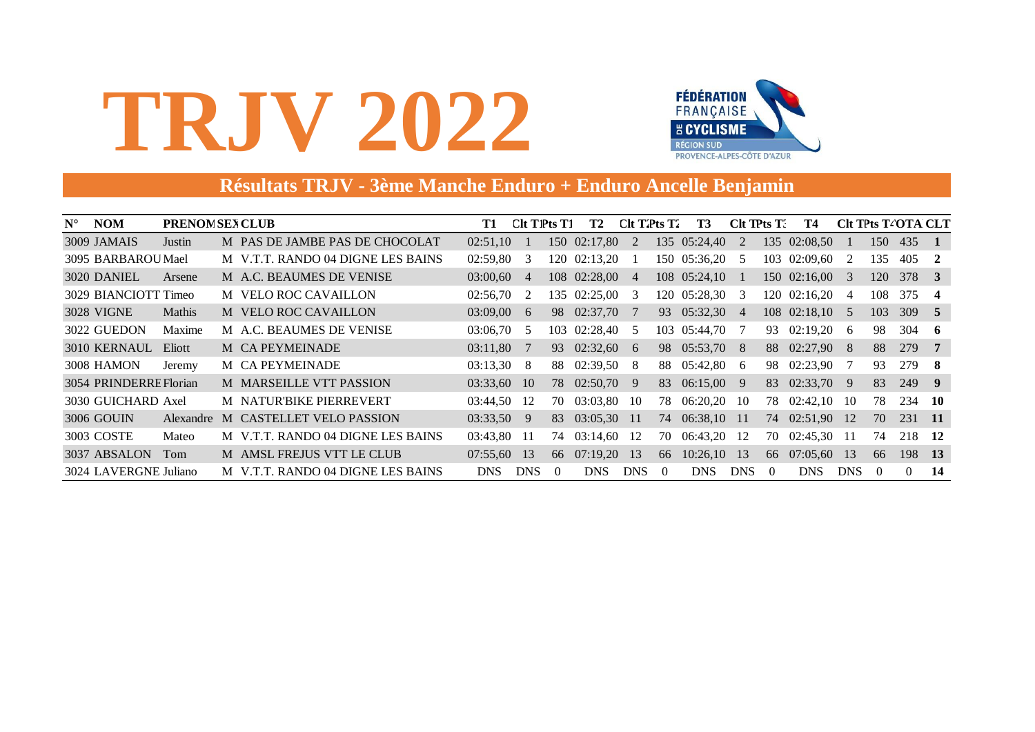# TRJV 2022

FÉDÉRATION FRANÇAISE DE CYCLISME
RÉGION SUD
PROVENCE-ALPES-CÔTE D'AZUR

## Résultats TRJV - 3ème Manche Enduro + Enduro Ancelle Benjamin

| N° | NOM | PRENOM | SEXE | CLUB | T1 | Clt T1 | Pts T1 | T2 | Clt T2 | Pts T2 | T3 | Clt T3 | Pts T3 | T4 | Clt T4 | Pts T4 | TOTAL | CLT |
|---|---|---|---|---|---|---|---|---|---|---|---|---|---|---|---|---|---|---|
| 3009 | JAMAIS | Justin | M | PAS DE JAMBE PAS DE CHOCOLAT | 02:51,10 | 1 | 150 | 02:17,80 | 2 | 135 | 05:24,40 | 2 | 135 | 02:08,50 | 1 | 150 | 435 | **1** |
| 3095 | BARBAROU | Mael | M | V.T.T. RANDO 04 DIGNE LES BAINS | 02:59,80 | 3 | 120 | 02:13,20 | 1 | 150 | 05:36,20 | 5 | 103 | 02:09,60 | 2 | 135 | 405 | **2** |
| 3020 | DANIEL | Arsene | M | A.C. BEAUMES DE VENISE | 03:00,60 | 4 | 108 | 02:28,00 | 4 | 108 | 05:24,10 | 1 | 150 | 02:16,00 | 3 | 120 | 378 | **3** |
| 3029 | BIANCIOTT | Timeo | M | VELO ROC CAVAILLON | 02:56,70 | 2 | 135 | 02:25,00 | 3 | 120 | 05:28,30 | 3 | 120 | 02:16,20 | 4 | 108 | 375 | **4** |
| 3028 | VIGNE | Mathis | M | VELO ROC CAVAILLON | 03:09,00 | 6 | 98 | 02:37,70 | 7 | 93 | 05:32,30 | 4 | 108 | 02:18,10 | 5 | 103 | 309 | **5** |
| 3022 | GUEDON | Maxime | M | A.C. BEAUMES DE VENISE | 03:06,70 | 5 | 103 | 02:28,40 | 5 | 103 | 05:44,70 | 7 | 93 | 02:19,20 | 6 | 98 | 304 | **6** |
| 3010 | KERNAUL | Eliott | M | CA PEYMEINADE | 03:11,80 | 7 | 93 | 02:32,60 | 6 | 98 | 05:53,70 | 8 | 88 | 02:27,90 | 8 | 88 | 279 | **7** |
| 3008 | HAMON | Jeremy | M | CA PEYMEINADE | 03:13,30 | 8 | 88 | 02:39,50 | 8 | 88 | 05:42,80 | 6 | 98 | 02:23,90 | 7 | 93 | 279 | **8** |
| 3054 | PRINDERRE | Florian | M | MARSEILLE VTT PASSION | 03:33,60 | 10 | 78 | 02:50,70 | 9 | 83 | 06:15,00 | 9 | 83 | 02:33,70 | 9 | 83 | 249 | **9** |
| 3030 | GUICHARD | Axel | M | NATUR'BIKE PIERREVERT | 03:44,50 | 12 | 70 | 03:03,80 | 10 | 78 | 06:20,20 | 10 | 78 | 02:42,10 | 10 | 78 | 234 | **10** |
| 3006 | GOUIN | Alexandre | M | CASTELLET VELO PASSION | 03:33,50 | 9 | 83 | 03:05,30 | 11 | 74 | 06:38,10 | 11 | 74 | 02:51,90 | 12 | 70 | 231 | **11** |
| 3003 | COSTE | Mateo | M | V.T.T. RANDO 04 DIGNE LES BAINS | 03:43,80 | 11 | 74 | 03:14,60 | 12 | 70 | 06:43,20 | 12 | 70 | 02:45,30 | 11 | 74 | 218 | **12** |
| 3037 | ABSALON | Tom | M | AMSL FREJUS VTT LE CLUB | 07:55,60 | 13 | 66 | 07:19,20 | 13 | 66 | 10:26,10 | 13 | 66 | 07:05,60 | 13 | 66 | 198 | **13** |
| 3024 | LAVERGNE | Juliano | M | V.T.T. RANDO 04 DIGNE LES BAINS | DNS | DNS | 0 | DNS | DNS | 0 | DNS | DNS | 0 | DNS | DNS | 0 | 0 | **14** |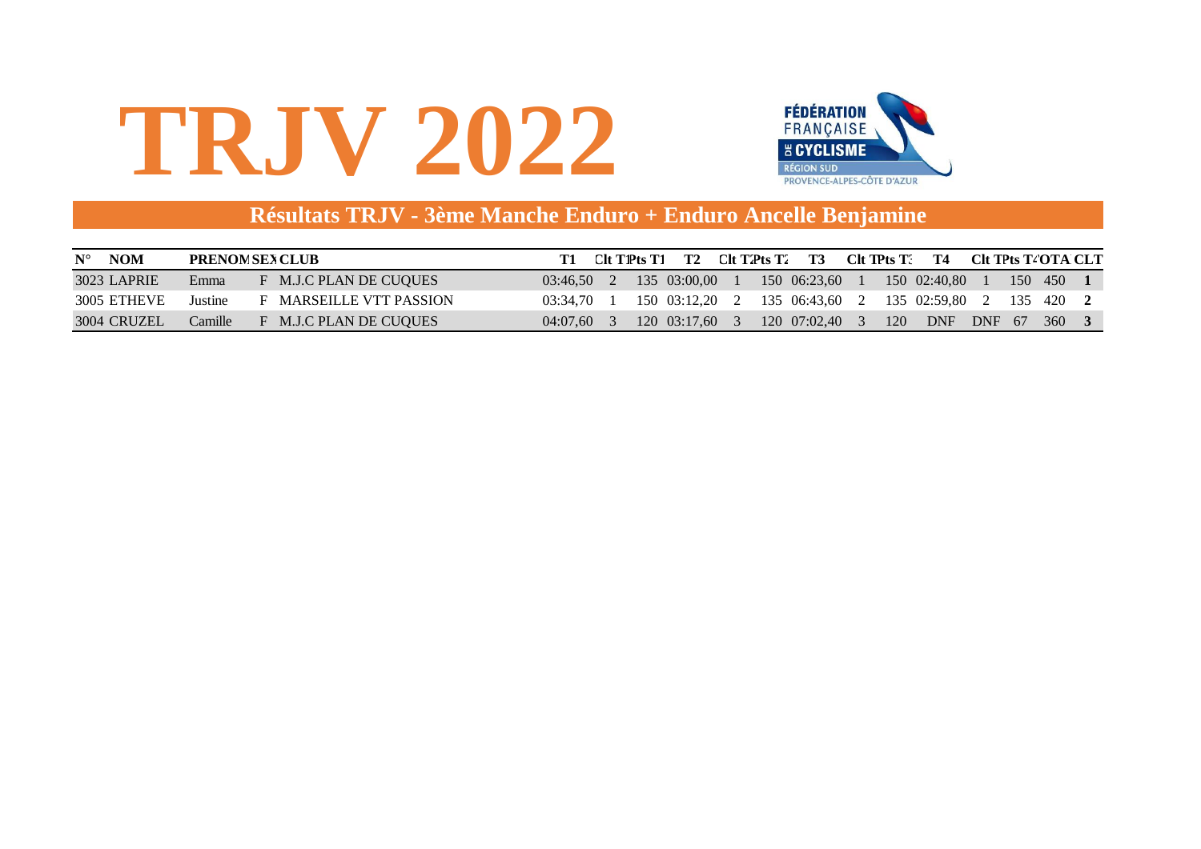# TRJV 2022

FÉDÉRATION FRANÇAISE DE CYCLISME
RÉGION SUD
PROVENCE-ALPES-CÔTE D'AZUR

## Résultats TRJV - 3ème Manche Enduro + Enduro Ancelle Benjamine

| N° | NOM | PRENOM | SEXE | CLUB | T1 | Clt T1 | Pts T1 | T2 | Clt T2 | Pts T2 | T3 | Clt T3 | Pts T3 | T4 | Clt T4 | Pts T4 | TOTAL | CLT |
|---|---|---|---|---|---|---|---|---|---|---|---|---|---|---|---|---|---|---|
| 3023 | LAPRIE | Emma | F | M.J.C PLAN DE CUQUES | 03:46,50 | 2 | 135 | 03:00,00 | 1 | 150 | 06:23,60 | 1 | 150 | 02:40,80 | 1 | 150 | 450 | **1** |
| 3005 | ETHEVE | Justine | F | MARSEILLE VTT PASSION | 03:34,70 | 1 | 150 | 03:12,20 | 2 | 135 | 06:43,60 | 2 | 135 | 02:59,80 | 2 | 135 | 420 | **2** |
| 3004 | CRUZEL | Camille | F | M.J.C PLAN DE CUQUES | 04:07,60 | 3 | 120 | 03:17,60 | 3 | 120 | 07:02,40 | 3 | 120 | DNF | DNF | 67 | 360 | **3** |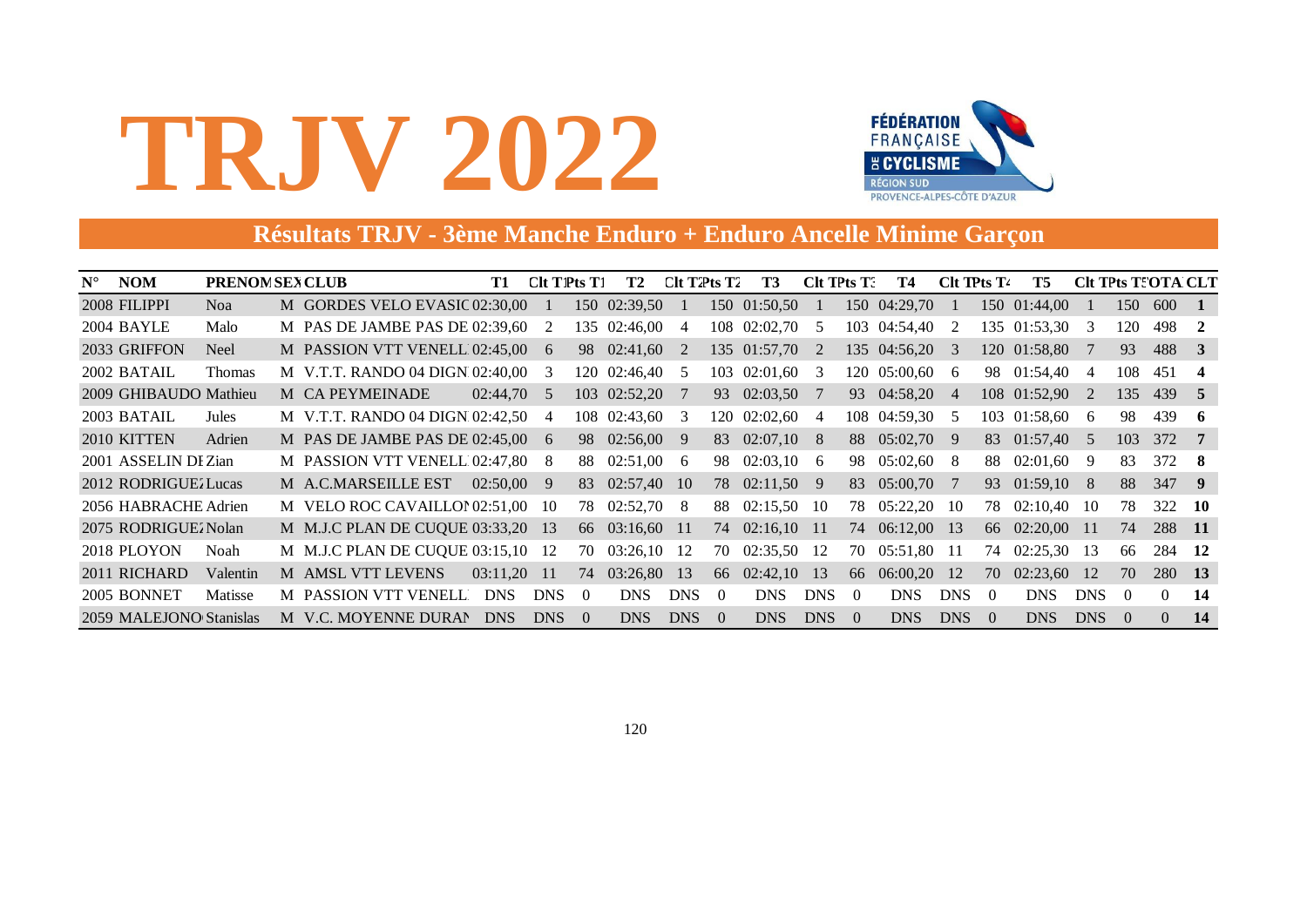# TRJV 2022

## Résultats TRJV - 3ème Manche Enduro + Enduro Ancelle Minime Garçon

| N° | NOM | PRENOM | SEX | CLUB | T1 | Clt T1 | Pts T1 | T2 | Clt T2 | Pts T2 | T3 | Clt T3 | Pts T3 | T4 | Clt T4 | Pts T4 | T5 | Clt T5 | Pts T5 | TOTAL | CLT |
|---|---|---|---|---|---|---|---|---|---|---|---|---|---|---|---|---|---|---|---|---|---|
| 2008 | FILIPPI | Noa | M | GORDES VELO EVASIO | 02:30,00 | 1 | 150 | 02:39,50 | 1 | 150 | 01:50,50 | 1 | 150 | 04:29,70 | 1 | 150 | 01:44,00 | 1 | 150 | 600 | **1** |
| 2004 | BAYLE | Malo | M | PAS DE JAMBE PAS DE | 02:39,60 | 2 | 135 | 02:46,00 | 4 | 108 | 02:02,70 | 5 | 103 | 04:54,40 | 2 | 135 | 01:53,30 | 3 | 120 | 498 | **2** |
| 2033 | GRIFFON | Neel | M | PASSION VTT VENELL | 02:45,00 | 6 | 98 | 02:41,60 | 2 | 135 | 01:57,70 | 2 | 135 | 04:56,20 | 3 | 120 | 01:58,80 | 7 | 93 | 488 | **3** |
| 2002 | BATAIL | Thomas | M | V.T.T. RANDO 04 DIGN | 02:40,00 | 3 | 120 | 02:46,40 | 5 | 103 | 02:01,60 | 3 | 120 | 05:00,60 | 6 | 98 | 01:54,40 | 4 | 108 | 451 | **4** |
| 2009 | GHIBAUDO | Mathieu | M | CA PEYMEINADE | 02:44,70 | 5 | 103 | 02:52,20 | 7 | 93 | 02:03,50 | 7 | 93 | 04:58,20 | 4 | 108 | 01:52,90 | 2 | 135 | 439 | **5** |
| 2003 | BATAIL | Jules | M | V.T.T. RANDO 04 DIGN | 02:42,50 | 4 | 108 | 02:43,60 | 3 | 120 | 02:02,60 | 4 | 108 | 04:59,30 | 5 | 103 | 01:58,60 | 6 | 98 | 439 | **6** |
| 2010 | KITTEN | Adrien | M | PAS DE JAMBE PAS DE | 02:45,00 | 6 | 98 | 02:56,00 | 9 | 83 | 02:07,10 | 8 | 88 | 05:02,70 | 9 | 83 | 01:57,40 | 5 | 103 | 372 | **7** |
| 2001 | ASSELIN DE | Zian | M | PASSION VTT VENELL | 02:47,80 | 8 | 88 | 02:51,00 | 6 | 98 | 02:03,10 | 6 | 98 | 05:02,60 | 8 | 88 | 02:01,60 | 9 | 83 | 372 | **8** |
| 2012 | RODRIGUEZ | Lucas | M | A.C.MARSEILLE EST | 02:50,00 | 9 | 83 | 02:57,40 | 10 | 78 | 02:11,50 | 9 | 83 | 05:00,70 | 7 | 93 | 01:59,10 | 8 | 88 | 347 | **9** |
| 2056 | HABRACHE | Adrien | M | VELO ROC CAVAILLON | 02:51,00 | 10 | 78 | 02:52,70 | 8 | 88 | 02:15,50 | 10 | 78 | 05:22,20 | 10 | 78 | 02:10,40 | 10 | 78 | 322 | **10** |
| 2075 | RODRIGUEZ | Nolan | M | M.J.C PLAN DE CUQUE | 03:33,20 | 13 | 66 | 03:16,60 | 11 | 74 | 02:16,10 | 11 | 74 | 06:12,00 | 13 | 66 | 02:20,00 | 11 | 74 | 288 | **11** |
| 2018 | PLOYON | Noah | M | M.J.C PLAN DE CUQUE | 03:15,10 | 12 | 70 | 03:26,10 | 12 | 70 | 02:35,50 | 12 | 70 | 05:51,80 | 11 | 74 | 02:25,30 | 13 | 66 | 284 | **12** |
| 2011 | RICHARD | Valentin | M | AMSL VTT LEVENS | 03:11,20 | 11 | 74 | 03:26,80 | 13 | 66 | 02:42,10 | 13 | 66 | 06:00,20 | 12 | 70 | 02:23,60 | 12 | 70 | 280 | **13** |
| 2005 | BONNET | Matisse | M | PASSION VTT VENELL | DNS | DNS | 0 | DNS | DNS | 0 | DNS | DNS | 0 | DNS | DNS | 0 | DNS | DNS | 0 | 0 | **14** |
| 2059 | MALEJONO | Stanislas | M | V.C. MOYENNE DURAN | DNS | DNS | 0 | DNS | DNS | 0 | DNS | DNS | 0 | DNS | DNS | 0 | DNS | DNS | 0 | 0 | **14** |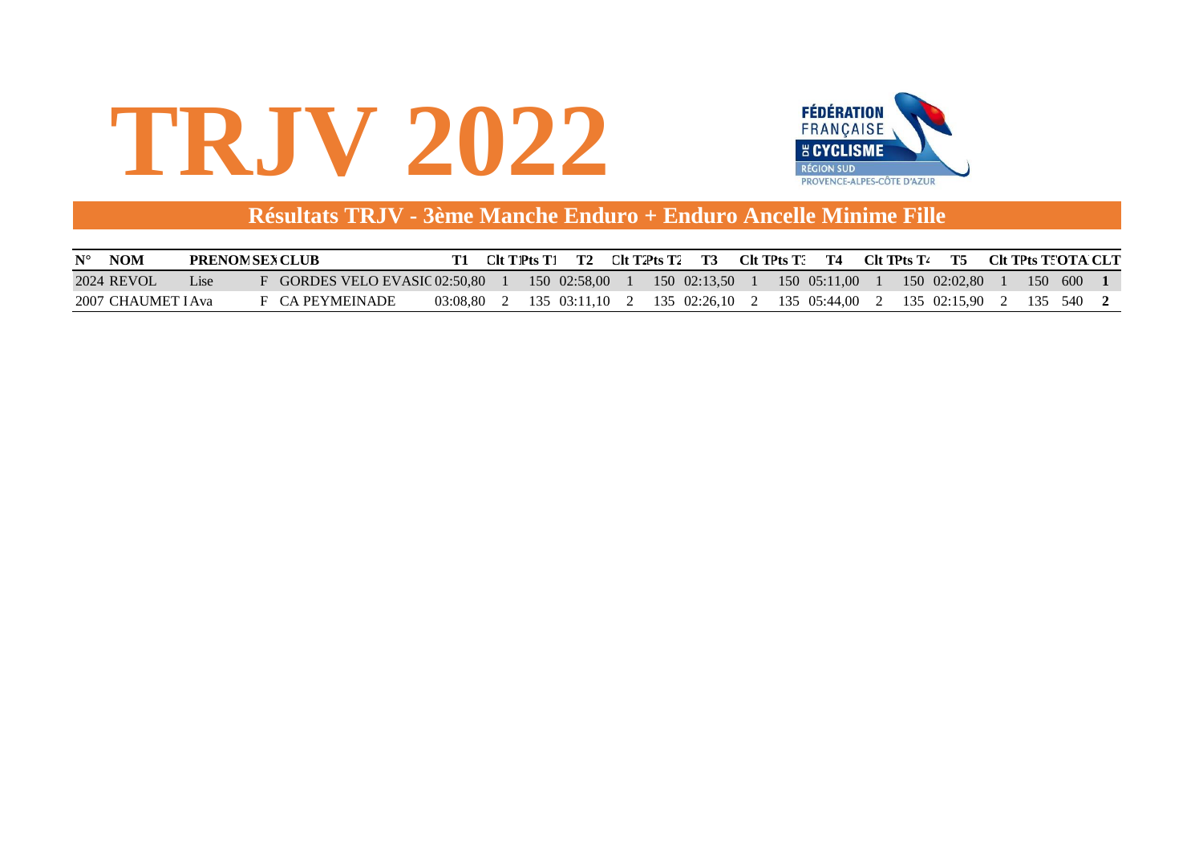# TRJV 2022

FÉDÉRATION FRANÇAISE DE CYCLISME
RÉGION SUD
PROVENCE-ALPES-CÔTE D'AZUR

## Résultats TRJV - 3ème Manche Enduro + Enduro Ancelle Minime Fille

| N° | NOM | PRENOM | SEX | CLUB | T1 | Clt T1 | Pts T1 | T2 | Clt T2 | Pts T2 | T3 | Clt T3 | Pts T3 | T4 | Clt T4 | Pts T4 | T5 | Clt T5 | Pts T5 | TOTAL | CLT |
|---|---|---|---|---|---|---|---|---|---|---|---|---|---|---|---|---|---|---|---|---|---|
| 2024 | REVOL | Lise | F | GORDES VELO EVASIC | 02:50,80 | 1 | 150 | 02:58,00 | 1 | 150 | 02:13,50 | 1 | 150 | 05:11,00 | 1 | 150 | 02:02,80 | 1 | 150 | 600 | **1** |
| 2007 | CHAUMET I | Ava | F | CA PEYMEINADE | 03:08,80 | 2 | 135 | 03:11,10 | 2 | 135 | 02:26,10 | 2 | 135 | 05:44,00 | 2 | 135 | 02:15,90 | 2 | 135 | 540 | **2** |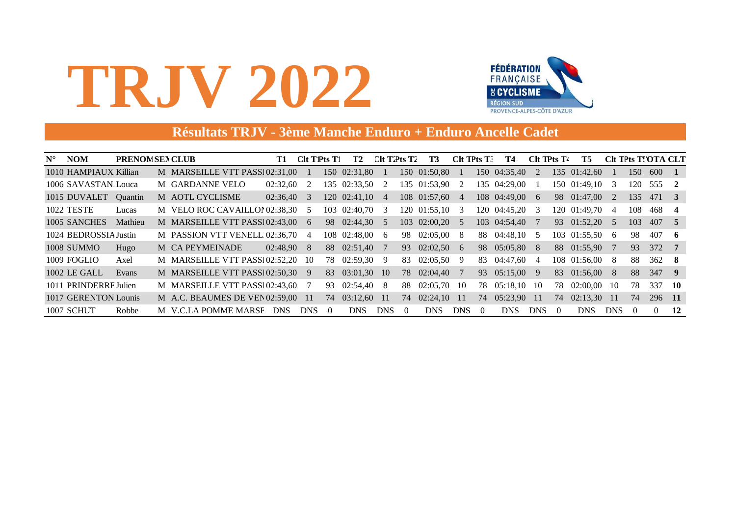# TRJV 2022

FÉDÉRATION FRANÇAISE DE CYCLISME
RÉGION SUD
PROVENCE-ALPES-CÔTE D'AZUR

## Résultats TRJV - 3ème Manche Enduro + Enduro Ancelle Cadet

| N° | NOM | PRENOM | SEXE | CLUB | T1 | Clt T1 | Pts T1 | T2 | Clt T2 | Pts T2 | T3 | Clt T3 | Pts T3 | T4 | Clt T4 | Pts T4 | T5 | Clt T5 | Pts T5 | TOTAL | CLT |
|---|---|---|---|---|---|---|---|---|---|---|---|---|---|---|---|---|---|---|---|---|---|
| 1010 | HAMPIAUX | Killian | M | MARSEILLE VTT PASSI | 02:31,00 | 1 | 150 | 02:31,80 | 1 | 150 | 01:50,80 | 1 | 150 | 04:35,40 | 2 | 135 | 01:42,60 | 1 | 150 | 600 | **1** |
| 1006 | SAVASTAN | Louca | M | GARDANNE VELO | 02:32,60 | 2 | 135 | 02:33,50 | 2 | 135 | 01:53,90 | 2 | 135 | 04:29,00 | 1 | 150 | 01:49,10 | 3 | 120 | 555 | **2** |
| 1015 | DUVALET | Quantin | M | AOTL CYCLISME | 02:36,40 | 3 | 120 | 02:41,10 | 4 | 108 | 01:57,60 | 4 | 108 | 04:49,00 | 6 | 98 | 01:47,00 | 2 | 135 | 471 | **3** |
| 1022 | TESTE | Lucas | M | VELO ROC CAVAILLON | 02:38,30 | 5 | 103 | 02:40,70 | 3 | 120 | 01:55,10 | 3 | 120 | 04:45,20 | 3 | 120 | 01:49,70 | 4 | 108 | 468 | **4** |
| 1005 | SANCHES | Mathieu | M | MARSEILLE VTT PASSI | 02:43,00 | 6 | 98 | 02:44,30 | 5 | 103 | 02:00,20 | 5 | 103 | 04:54,40 | 7 | 93 | 01:52,20 | 5 | 103 | 407 | **5** |
| 1024 | BEDROSSIA | Justin | M | PASSION VTT VENELL | 02:36,70 | 4 | 108 | 02:48,00 | 6 | 98 | 02:05,00 | 8 | 88 | 04:48,10 | 5 | 103 | 01:55,50 | 6 | 98 | 407 | **6** |
| 1008 | SUMMO | Hugo | M | CA PEYMEINADE | 02:48,90 | 8 | 88 | 02:51,40 | 7 | 93 | 02:02,50 | 6 | 98 | 05:05,80 | 8 | 88 | 01:55,90 | 7 | 93 | 372 | **7** |
| 1009 | FOGLIO | Axel | M | MARSEILLE VTT PASSI | 02:52,20 | 10 | 78 | 02:59,30 | 9 | 83 | 02:05,50 | 9 | 83 | 04:47,60 | 4 | 108 | 01:56,00 | 8 | 88 | 362 | **8** |
| 1002 | LE GALL | Evans | M | MARSEILLE VTT PASSI | 02:50,30 | 9 | 83 | 03:01,30 | 10 | 78 | 02:04,40 | 7 | 93 | 05:15,00 | 9 | 83 | 01:56,00 | 8 | 88 | 347 | **9** |
| 1011 | PRINDERRE | Julien | M | MARSEILLE VTT PASSI | 02:43,60 | 7 | 93 | 02:54,40 | 8 | 88 | 02:05,70 | 10 | 78 | 05:18,10 | 10 | 78 | 02:00,00 | 10 | 78 | 337 | **10** |
| 1017 | GERENTON | Lounis | M | A.C. BEAUMES DE VEN | 02:59,00 | 11 | 74 | 03:12,60 | 11 | 74 | 02:24,10 | 11 | 74 | 05:23,90 | 11 | 74 | 02:13,30 | 11 | 74 | 296 | **11** |
| 1007 | SCHUT | Robbe | M | V.C.LA POMME MARSE | DNS | DNS | 0 | DNS | DNS | 0 | DNS | DNS | 0 | DNS | DNS | 0 | DNS | DNS | 0 | 0 | **12** |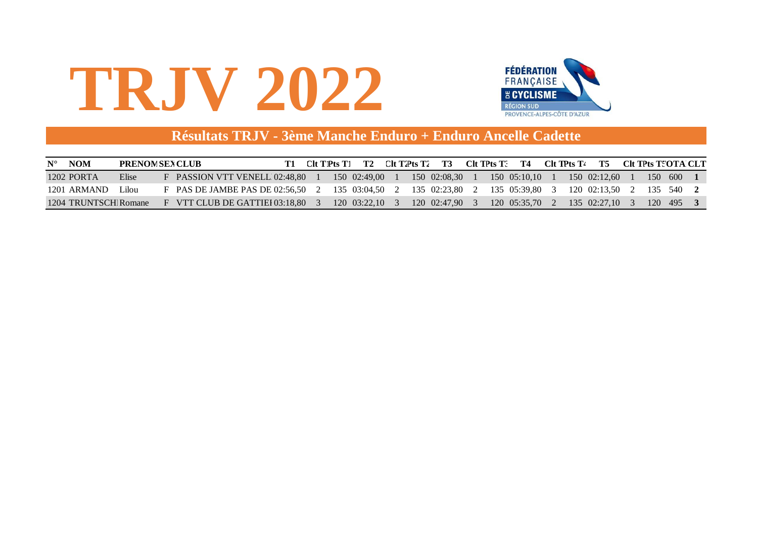# TRJV 2022

FÉDÉRATION FRANÇAISE DE CYCLISME RÉGION SUD PROVENCE-ALPES-CÔTE D'AZUR

## Résultats TRJV - 3ème Manche Enduro + Enduro Ancelle Cadette

| N° | NOM | PRENOM | SEX | CLUB | T1 | Clt T1 | Pts T1 | T2 | Clt T2 | Pts T2 | T3 | Clt T3 | Pts T3 | T4 | Clt T4 | Pts T4 | T5 | Clt T5 | Pts T5 | TOTAL | CLT |
|---|---|---|---|---|---|---|---|---|---|---|---|---|---|---|---|---|---|---|---|---|---|
| 1202 | PORTA | Elise | F | PASSION VTT VENELL | 02:48,80 | 1 | 150 | 02:49,00 | 1 | 150 | 02:08,30 | 1 | 150 | 05:10,10 | 1 | 150 | 02:12,60 | 1 | 150 | 600 | **1** |
| 1201 | ARMAND | Lilou | F | PAS DE JAMBE PAS DE | 02:56,50 | 2 | 135 | 03:04,50 | 2 | 135 | 02:23,80 | 2 | 135 | 05:39,80 | 3 | 120 | 02:13,50 | 2 | 135 | 540 | **2** |
| 1204 | TRUNTSCH | Romane | F | VTT CLUB DE GATTIEI | 03:18,80 | 3 | 120 | 03:22,10 | 3 | 120 | 02:47,90 | 3 | 120 | 05:35,70 | 2 | 135 | 02:27,10 | 3 | 120 | 495 | **3** |